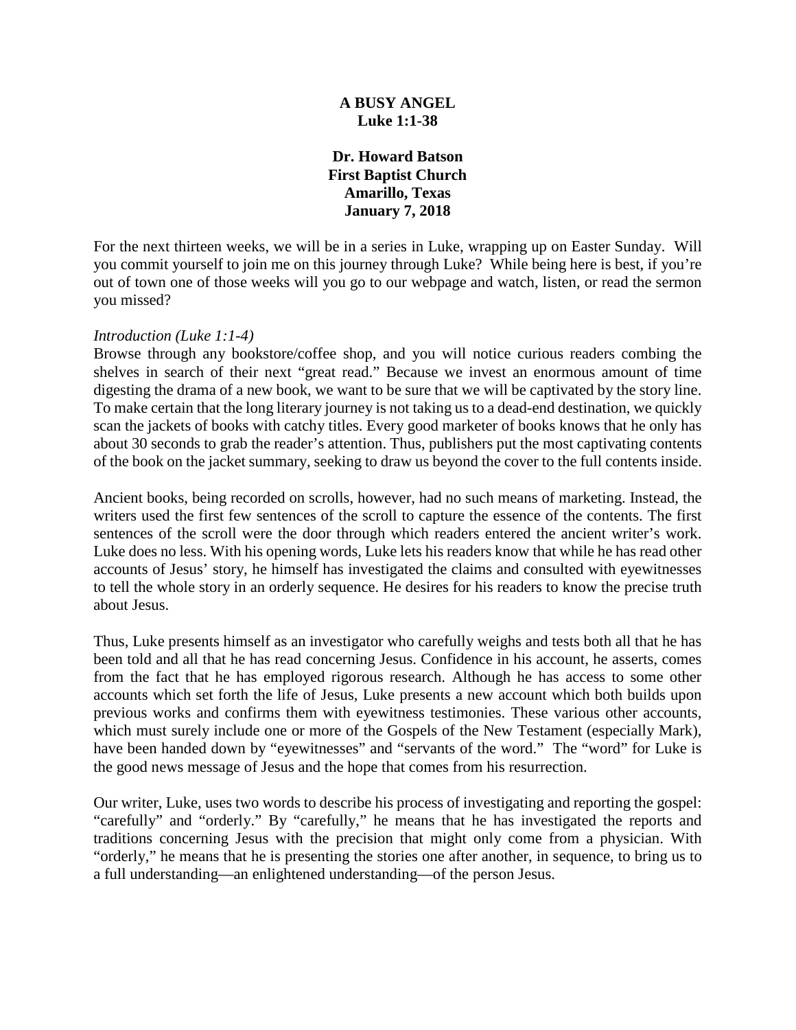**A BUSY ANGEL**
**Luke 1:1-38**

**Dr. Howard Batson**
**First Baptist Church**
**Amarillo, Texas**
**January 7, 2018**

For the next thirteen weeks, we will be in a series in Luke, wrapping up on Easter Sunday. Will you commit yourself to join me on this journey through Luke? While being here is best, if you're out of town one of those weeks will you go to our webpage and watch, listen, or read the sermon you missed?

*Introduction (Luke 1:1-4)*

Browse through any bookstore/coffee shop, and you will notice curious readers combing the shelves in search of their next "great read." Because we invest an enormous amount of time digesting the drama of a new book, we want to be sure that we will be captivated by the story line. To make certain that the long literary journey is not taking us to a dead-end destination, we quickly scan the jackets of books with catchy titles. Every good marketer of books knows that he only has about 30 seconds to grab the reader's attention. Thus, publishers put the most captivating contents of the book on the jacket summary, seeking to draw us beyond the cover to the full contents inside.

Ancient books, being recorded on scrolls, however, had no such means of marketing. Instead, the writers used the first few sentences of the scroll to capture the essence of the contents. The first sentences of the scroll were the door through which readers entered the ancient writer's work. Luke does no less. With his opening words, Luke lets his readers know that while he has read other accounts of Jesus' story, he himself has investigated the claims and consulted with eyewitnesses to tell the whole story in an orderly sequence. He desires for his readers to know the precise truth about Jesus.

Thus, Luke presents himself as an investigator who carefully weighs and tests both all that he has been told and all that he has read concerning Jesus. Confidence in his account, he asserts, comes from the fact that he has employed rigorous research. Although he has access to some other accounts which set forth the life of Jesus, Luke presents a new account which both builds upon previous works and confirms them with eyewitness testimonies. These various other accounts, which must surely include one or more of the Gospels of the New Testament (especially Mark), have been handed down by "eyewitnesses" and "servants of the word." The "word" for Luke is the good news message of Jesus and the hope that comes from his resurrection.

Our writer, Luke, uses two words to describe his process of investigating and reporting the gospel: "carefully" and "orderly." By "carefully," he means that he has investigated the reports and traditions concerning Jesus with the precision that might only come from a physician. With "orderly," he means that he is presenting the stories one after another, in sequence, to bring us to a full understanding—an enlightened understanding—of the person Jesus.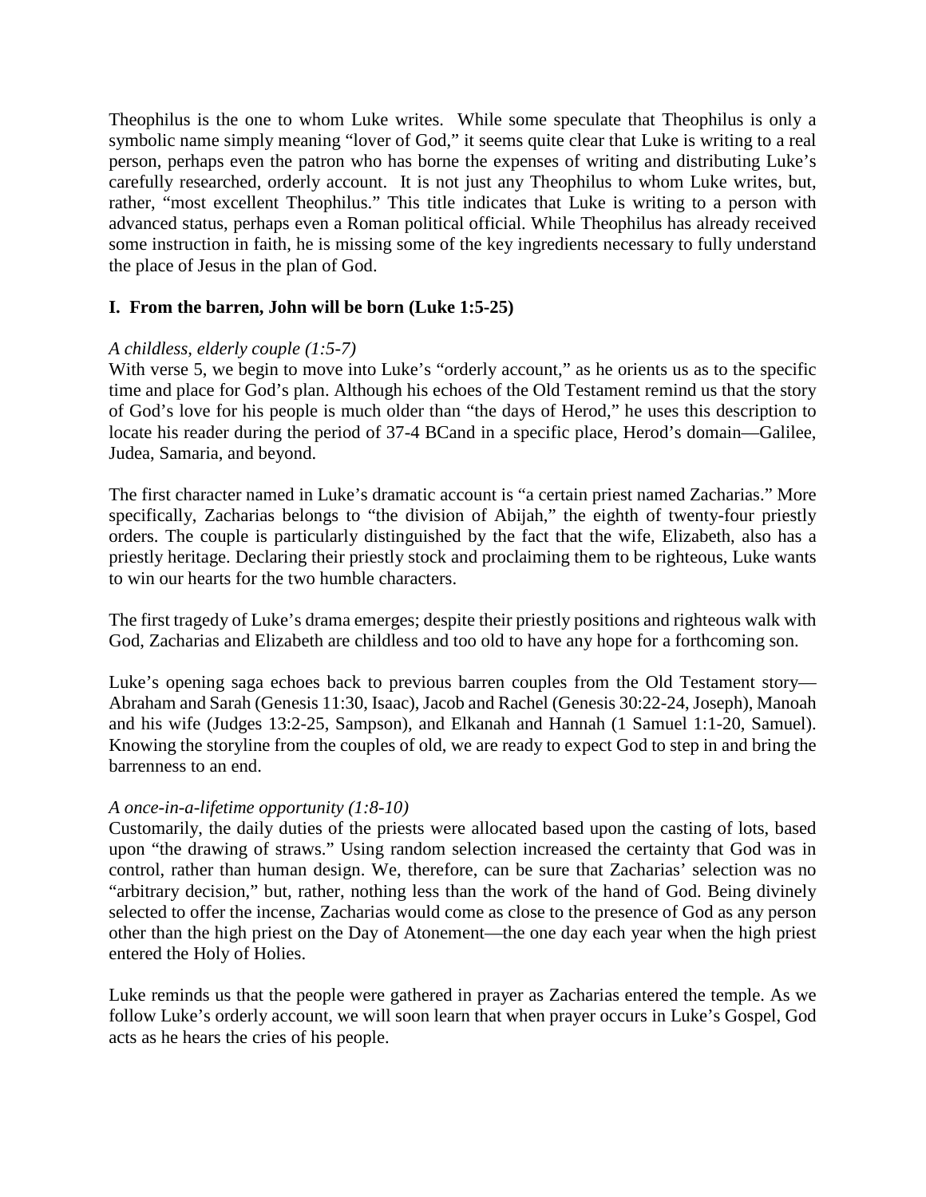Theophilus is the one to whom Luke writes. While some speculate that Theophilus is only a symbolic name simply meaning "lover of God," it seems quite clear that Luke is writing to a real person, perhaps even the patron who has borne the expenses of writing and distributing Luke's carefully researched, orderly account. It is not just any Theophilus to whom Luke writes, but, rather, "most excellent Theophilus." This title indicates that Luke is writing to a person with advanced status, perhaps even a Roman political official. While Theophilus has already received some instruction in faith, he is missing some of the key ingredients necessary to fully understand the place of Jesus in the plan of God.

### I. From the barren, John will be born (Luke 1:5-25)

*A childless, elderly couple (1:5-7)*

With verse 5, we begin to move into Luke's "orderly account," as he orients us as to the specific time and place for God's plan. Although his echoes of the Old Testament remind us that the story of God's love for his people is much older than "the days of Herod," he uses this description to locate his reader during the period of 37-4 BCand in a specific place, Herod's domain—Galilee, Judea, Samaria, and beyond.

The first character named in Luke's dramatic account is "a certain priest named Zacharias." More specifically, Zacharias belongs to "the division of Abijah," the eighth of twenty-four priestly orders. The couple is particularly distinguished by the fact that the wife, Elizabeth, also has a priestly heritage. Declaring their priestly stock and proclaiming them to be righteous, Luke wants to win our hearts for the two humble characters.

The first tragedy of Luke's drama emerges; despite their priestly positions and righteous walk with God, Zacharias and Elizabeth are childless and too old to have any hope for a forthcoming son.

Luke's opening saga echoes back to previous barren couples from the Old Testament story—Abraham and Sarah (Genesis 11:30, Isaac), Jacob and Rachel (Genesis 30:22-24, Joseph), Manoah and his wife (Judges 13:2-25, Sampson), and Elkanah and Hannah (1 Samuel 1:1-20, Samuel). Knowing the storyline from the couples of old, we are ready to expect God to step in and bring the barrenness to an end.

*A once-in-a-lifetime opportunity (1:8-10)*

Customarily, the daily duties of the priests were allocated based upon the casting of lots, based upon "the drawing of straws." Using random selection increased the certainty that God was in control, rather than human design. We, therefore, can be sure that Zacharias' selection was no "arbitrary decision," but, rather, nothing less than the work of the hand of God. Being divinely selected to offer the incense, Zacharias would come as close to the presence of God as any person other than the high priest on the Day of Atonement—the one day each year when the high priest entered the Holy of Holies.

Luke reminds us that the people were gathered in prayer as Zacharias entered the temple. As we follow Luke's orderly account, we will soon learn that when prayer occurs in Luke's Gospel, God acts as he hears the cries of his people.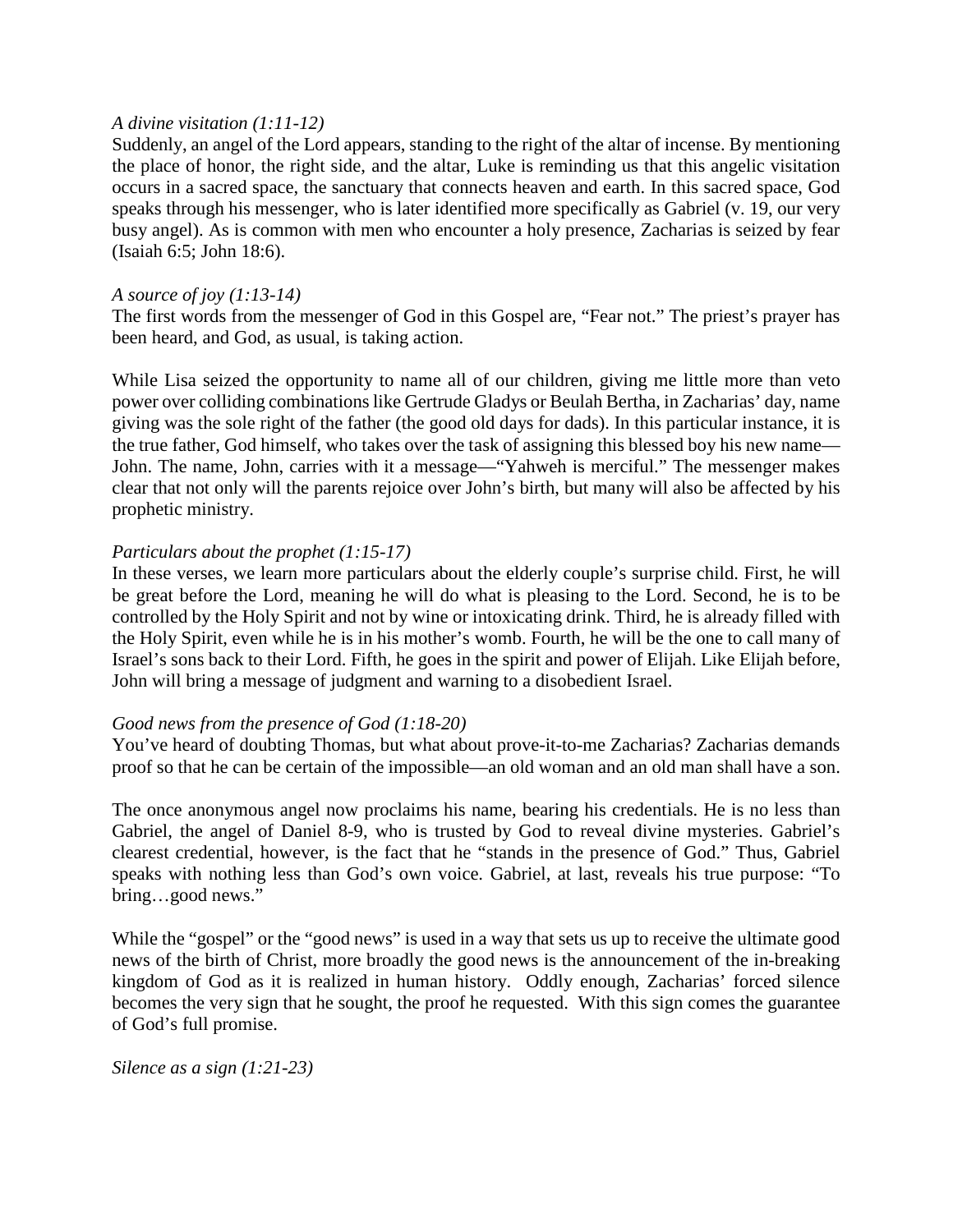*A divine visitation (1:11-12)*
Suddenly, an angel of the Lord appears, standing to the right of the altar of incense. By mentioning the place of honor, the right side, and the altar, Luke is reminding us that this angelic visitation occurs in a sacred space, the sanctuary that connects heaven and earth. In this sacred space, God speaks through his messenger, who is later identified more specifically as Gabriel (v. 19, our very busy angel). As is common with men who encounter a holy presence, Zacharias is seized by fear (Isaiah 6:5; John 18:6).

*A source of joy (1:13-14)*
The first words from the messenger of God in this Gospel are, "Fear not." The priest's prayer has been heard, and God, as usual, is taking action.

While Lisa seized the opportunity to name all of our children, giving me little more than veto power over colliding combinations like Gertrude Gladys or Beulah Bertha, in Zacharias' day, name giving was the sole right of the father (the good old days for dads). In this particular instance, it is the true father, God himself, who takes over the task of assigning this blessed boy his new name—John. The name, John, carries with it a message—"Yahweh is merciful." The messenger makes clear that not only will the parents rejoice over John's birth, but many will also be affected by his prophetic ministry.

*Particulars about the prophet (1:15-17)*
In these verses, we learn more particulars about the elderly couple's surprise child. First, he will be great before the Lord, meaning he will do what is pleasing to the Lord. Second, he is to be controlled by the Holy Spirit and not by wine or intoxicating drink. Third, he is already filled with the Holy Spirit, even while he is in his mother's womb. Fourth, he will be the one to call many of Israel's sons back to their Lord. Fifth, he goes in the spirit and power of Elijah. Like Elijah before, John will bring a message of judgment and warning to a disobedient Israel.

*Good news from the presence of God (1:18-20)*
You've heard of doubting Thomas, but what about prove-it-to-me Zacharias? Zacharias demands proof so that he can be certain of the impossible—an old woman and an old man shall have a son.

The once anonymous angel now proclaims his name, bearing his credentials. He is no less than Gabriel, the angel of Daniel 8-9, who is trusted by God to reveal divine mysteries. Gabriel's clearest credential, however, is the fact that he "stands in the presence of God." Thus, Gabriel speaks with nothing less than God's own voice. Gabriel, at last, reveals his true purpose: "To bring…good news."

While the "gospel" or the "good news" is used in a way that sets us up to receive the ultimate good news of the birth of Christ, more broadly the good news is the announcement of the in-breaking kingdom of God as it is realized in human history. Oddly enough, Zacharias' forced silence becomes the very sign that he sought, the proof he requested. With this sign comes the guarantee of God's full promise.

*Silence as a sign (1:21-23)*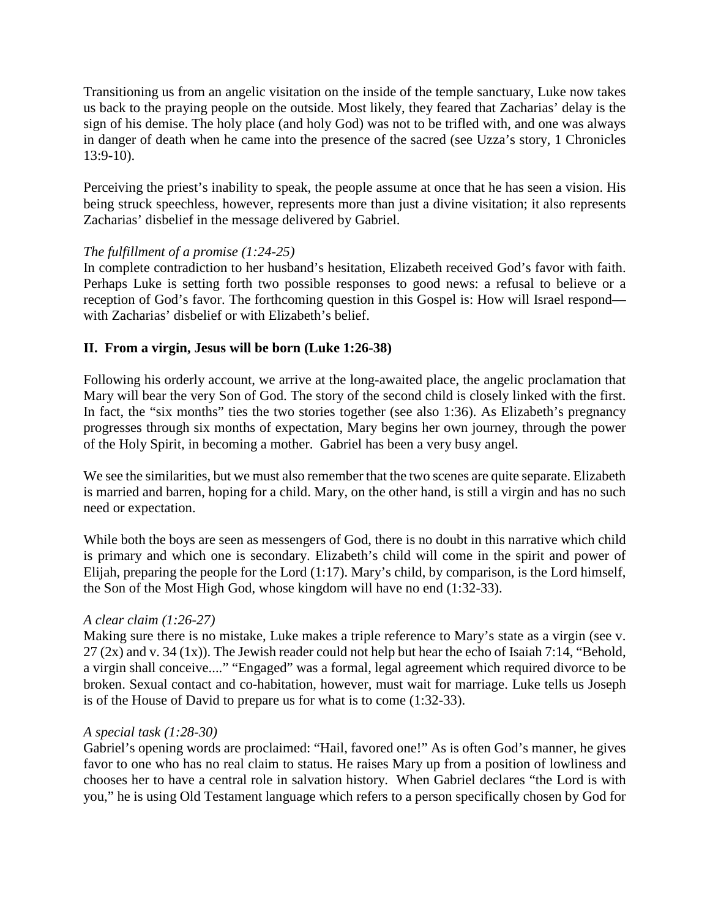Transitioning us from an angelic visitation on the inside of the temple sanctuary, Luke now takes us back to the praying people on the outside. Most likely, they feared that Zacharias' delay is the sign of his demise. The holy place (and holy God) was not to be trifled with, and one was always in danger of death when he came into the presence of the sacred (see Uzza's story, 1 Chronicles 13:9-10).

Perceiving the priest's inability to speak, the people assume at once that he has seen a vision. His being struck speechless, however, represents more than just a divine visitation; it also represents Zacharias' disbelief in the message delivered by Gabriel.

*The fulfillment of a promise (1:24-25)*
In complete contradiction to her husband's hesitation, Elizabeth received God's favor with faith. Perhaps Luke is setting forth two possible responses to good news: a refusal to believe or a reception of God's favor. The forthcoming question in this Gospel is: How will Israel respond—with Zacharias' disbelief or with Elizabeth's belief.

## II. From a virgin, Jesus will be born (Luke 1:26-38)

Following his orderly account, we arrive at the long-awaited place, the angelic proclamation that Mary will bear the very Son of God. The story of the second child is closely linked with the first. In fact, the "six months" ties the two stories together (see also 1:36). As Elizabeth's pregnancy progresses through six months of expectation, Mary begins her own journey, through the power of the Holy Spirit, in becoming a mother. Gabriel has been a very busy angel.

We see the similarities, but we must also remember that the two scenes are quite separate. Elizabeth is married and barren, hoping for a child. Mary, on the other hand, is still a virgin and has no such need or expectation.

While both the boys are seen as messengers of God, there is no doubt in this narrative which child is primary and which one is secondary. Elizabeth's child will come in the spirit and power of Elijah, preparing the people for the Lord (1:17). Mary's child, by comparison, is the Lord himself, the Son of the Most High God, whose kingdom will have no end (1:32-33).

*A clear claim (1:26-27)*
Making sure there is no mistake, Luke makes a triple reference to Mary's state as a virgin (see v. 27 (2x) and v. 34 (1x)). The Jewish reader could not help but hear the echo of Isaiah 7:14, "Behold, a virgin shall conceive...." "Engaged" was a formal, legal agreement which required divorce to be broken. Sexual contact and co-habitation, however, must wait for marriage. Luke tells us Joseph is of the House of David to prepare us for what is to come (1:32-33).

*A special task (1:28-30)*
Gabriel's opening words are proclaimed: "Hail, favored one!" As is often God's manner, he gives favor to one who has no real claim to status. He raises Mary up from a position of lowliness and chooses her to have a central role in salvation history. When Gabriel declares "the Lord is with you," he is using Old Testament language which refers to a person specifically chosen by God for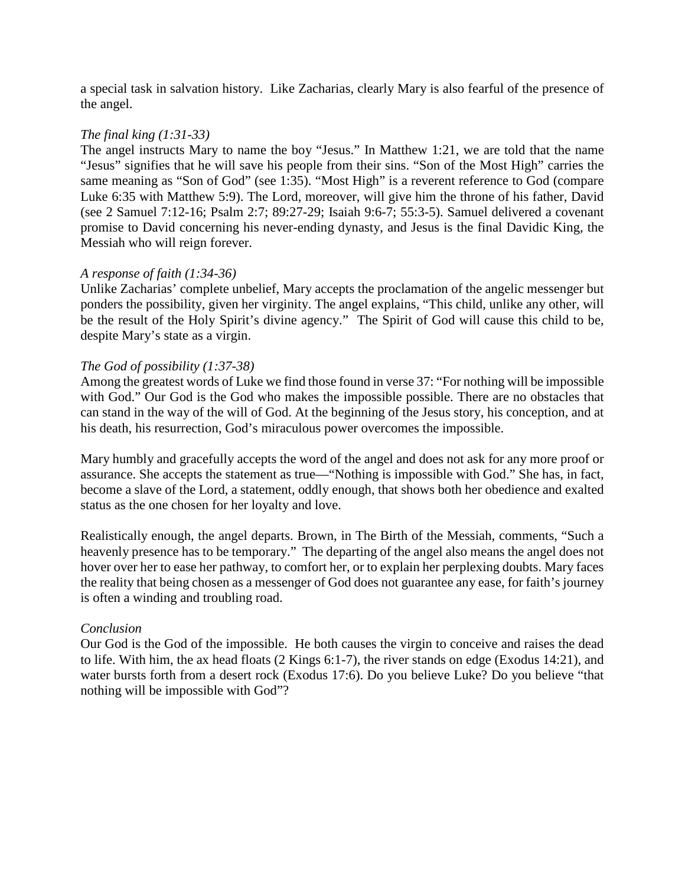a special task in salvation history. Like Zacharias, clearly Mary is also fearful of the presence of the angel.

*The final king (1:31-33)*

The angel instructs Mary to name the boy "Jesus." In Matthew 1:21, we are told that the name "Jesus" signifies that he will save his people from their sins. "Son of the Most High" carries the same meaning as "Son of God" (see 1:35). "Most High" is a reverent reference to God (compare Luke 6:35 with Matthew 5:9). The Lord, moreover, will give him the throne of his father, David (see 2 Samuel 7:12-16; Psalm 2:7; 89:27-29; Isaiah 9:6-7; 55:3-5). Samuel delivered a covenant promise to David concerning his never-ending dynasty, and Jesus is the final Davidic King, the Messiah who will reign forever.

*A response of faith (1:34-36)*

Unlike Zacharias' complete unbelief, Mary accepts the proclamation of the angelic messenger but ponders the possibility, given her virginity. The angel explains, "This child, unlike any other, will be the result of the Holy Spirit's divine agency." The Spirit of God will cause this child to be, despite Mary's state as a virgin.

*The God of possibility (1:37-38)*

Among the greatest words of Luke we find those found in verse 37: "For nothing will be impossible with God." Our God is the God who makes the impossible possible. There are no obstacles that can stand in the way of the will of God. At the beginning of the Jesus story, his conception, and at his death, his resurrection, God's miraculous power overcomes the impossible.

Mary humbly and gracefully accepts the word of the angel and does not ask for any more proof or assurance. She accepts the statement as true—"Nothing is impossible with God." She has, in fact, become a slave of the Lord, a statement, oddly enough, that shows both her obedience and exalted status as the one chosen for her loyalty and love.

Realistically enough, the angel departs. Brown, in The Birth of the Messiah, comments, "Such a heavenly presence has to be temporary." The departing of the angel also means the angel does not hover over her to ease her pathway, to comfort her, or to explain her perplexing doubts. Mary faces the reality that being chosen as a messenger of God does not guarantee any ease, for faith's journey is often a winding and troubling road.

*Conclusion*

Our God is the God of the impossible. He both causes the virgin to conceive and raises the dead to life. With him, the ax head floats (2 Kings 6:1-7), the river stands on edge (Exodus 14:21), and water bursts forth from a desert rock (Exodus 17:6). Do you believe Luke? Do you believe "that nothing will be impossible with God"?